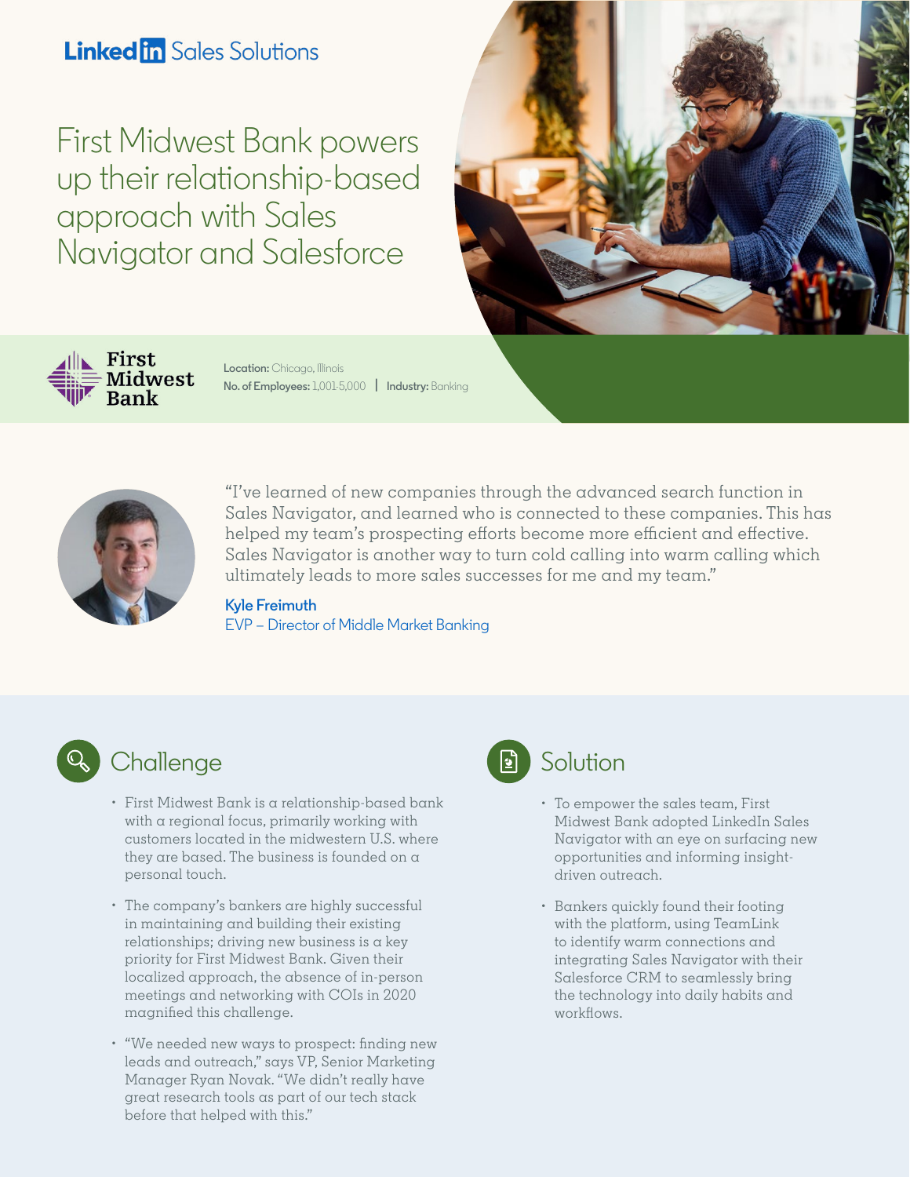LinkedIn Sales Solutions

# First Midwest Bank powers up their relationship-based approach with Sales Navigator and Salesforce

First Midwest Bank

**Location:** Chicago, Illinois
**No. of Employees:** 1,001-5,000 | **Industry:** Banking

"I've learned of new companies through the advanced search function in Sales Navigator, and learned who is connected to these companies. This has helped my team's prospecting efforts become more efficient and effective. Sales Navigator is another way to turn cold calling into warm calling which ultimately leads to more sales successes for me and my team."

**Kyle Freimuth**
EVP – Director of Middle Market Banking

## Challenge

- First Midwest Bank is a relationship-based bank with a regional focus, primarily working with customers located in the midwestern U.S. where they are based. The business is founded on a personal touch.
- The company's bankers are highly successful in maintaining and building their existing relationships; driving new business is a key priority for First Midwest Bank. Given their localized approach, the absence of in-person meetings and networking with COIs in 2020 magnified this challenge.
- "We needed new ways to prospect: finding new leads and outreach," says VP, Senior Marketing Manager Ryan Novak. "We didn't really have great research tools as part of our tech stack before that helped with this."

## Solution

- To empower the sales team, First Midwest Bank adopted LinkedIn Sales Navigator with an eye on surfacing new opportunities and informing insight-driven outreach.
- Bankers quickly found their footing with the platform, using TeamLink to identify warm connections and integrating Sales Navigator with their Salesforce CRM to seamlessly bring the technology into daily habits and workflows.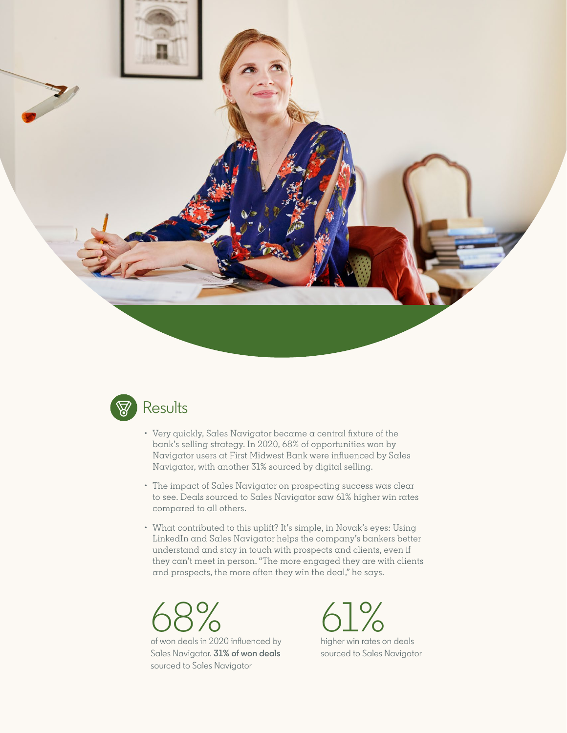## Results

- Very quickly, Sales Navigator became a central fixture of the bank's selling strategy. In 2020, 68% of opportunities won by Navigator users at First Midwest Bank were influenced by Sales Navigator, with another 31% sourced by digital selling.
- The impact of Sales Navigator on prospecting success was clear to see. Deals sourced to Sales Navigator saw 61% higher win rates compared to all others.
- What contributed to this uplift? It's simple, in Novak's eyes: Using LinkedIn and Sales Navigator helps the company's bankers better understand and stay in touch with prospects and clients, even if they can't meet in person. "The more engaged they are with clients and prospects, the more often they win the deal," he says.

68%

of won deals in 2020 influenced by Sales Navigator. **31% of won deals** sourced to Sales Navigator

61%

higher win rates on deals sourced to Sales Navigator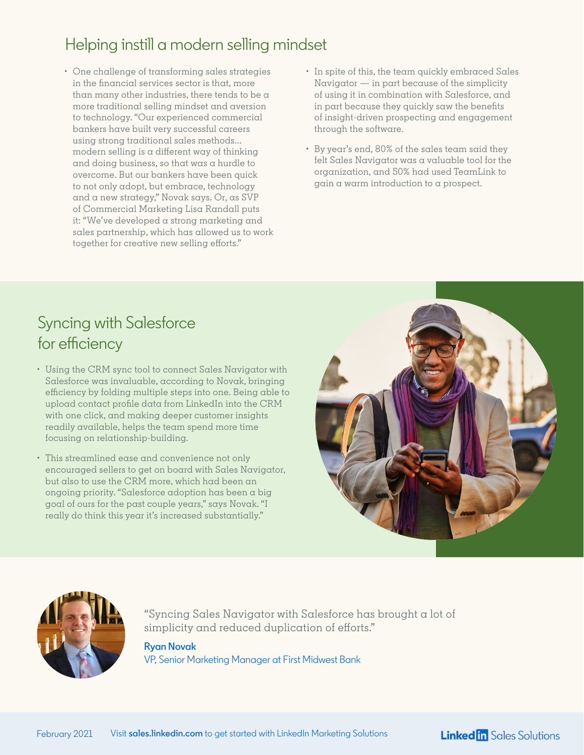## Helping instill a modern selling mindset

- One challenge of transforming sales strategies in the financial services sector is that, more than many other industries, there tends to be a more traditional selling mindset and aversion to technology. "Our experienced commercial bankers have built very successful careers using strong traditional sales methods... modern selling is a different way of thinking and doing business, so that was a hurdle to overcome. But our bankers have been quick to not only adopt, but embrace, technology and a new strategy," Novak says. Or, as SVP of Commercial Marketing Lisa Randall puts it: "We've developed a strong marketing and sales partnership, which has allowed us to work together for creative new selling efforts."
- In spite of this, the team quickly embraced Sales Navigator — in part because of the simplicity of using it in combination with Salesforce, and in part because they quickly saw the benefits of insight-driven prospecting and engagement through the software.
- By year's end, 80% of the sales team said they felt Sales Navigator was a valuable tool for the organization, and 50% had used TeamLink to gain a warm introduction to a prospect.

## Syncing with Salesforce for efficiency

- Using the CRM sync tool to connect Sales Navigator with Salesforce was invaluable, according to Novak, bringing efficiency by folding multiple steps into one. Being able to upload contact profile data from LinkedIn into the CRM with one click, and making deeper customer insights readily available, helps the team spend more time focusing on relationship-building.
- This streamlined ease and convenience not only encouraged sellers to get on board with Sales Navigator, but also to use the CRM more, which had been an ongoing priority. "Salesforce adoption has been a big goal of ours for the past couple years," says Novak. "I really do think this year it's increased substantially."

"Syncing Sales Navigator with Salesforce has brought a lot of simplicity and reduced duplication of efforts."

**Ryan Novak**
VP, Senior Marketing Manager at First Midwest Bank

February 2021 Visit **sales.linkedin.com** to get started with LinkedIn Marketing Solutions

LinkedIn Sales Solutions